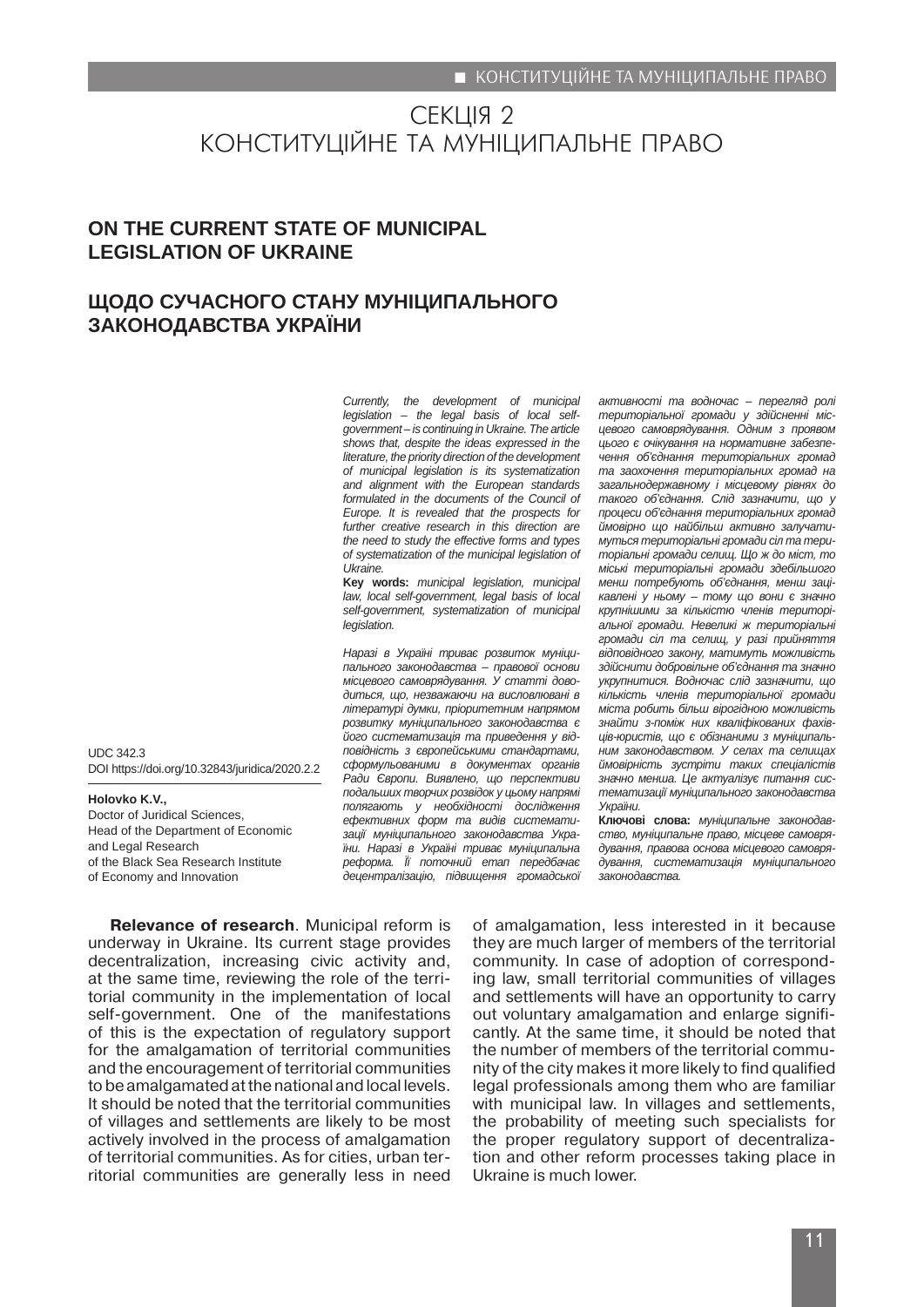# СЕКЦІЯ 2
# КОНСТИТУЦІЙНЕ ТА МУНІЦИПАЛЬНЕ ПРАВО

## ON THE CURRENT STATE OF MUNICIPAL LEGISLATION OF UKRAINE

## ЩОДО СУЧАСНОГО СТАНУ МУНІЦИПАЛЬНОГО ЗАКОНОДАВСТВА УКРАЇНИ

UDC 342.3
DOI https://doi.org/10.32843/juridica/2020.2.2

**Holovko K.V.,**
Doctor of Juridical Sciences,
Head of the Department of Economic and Legal Research
of the Black Sea Research Institute of Economy and Innovation

*Currently, the development of municipal legislation – the legal basis of local self-government – is continuing in Ukraine. The article shows that, despite the ideas expressed in the literature, the priority direction of the development of municipal legislation is its systematization and alignment with the European standards formulated in the documents of the Council of Europe. It is revealed that the prospects for further creative research in this direction are the need to study the effective forms and types of systematization of the municipal legislation of Ukraine.*

**Key words:** *municipal legislation, municipal law, local self-government, legal basis of local self-government, systematization of municipal legislation.*

*Наразі в Україні триває розвиток муніципального законодавства – правової основи місцевого самоврядування. У статті доводиться, що, незважаючи на висловлювані в літературі думки, пріоритетним напрямом розвитку муніципального законодавства є його систематизація та приведення у відповідність з європейськими стандартами, сформульованими в документах органів Ради Європи. Виявлено, що перспективи подальших творчих розвідок у цьому напрямі полягають у необхідності дослідження ефективних форм та видів систематизації муніципального законодавства України. Наразі в Україні триває муніципальна реформа. Її поточний етап передбачає децентралізацію, підвищення громадської активності та водночас – перегляд ролі територіальної громади у здійсненні місцевого самоврядування. Одним з проявом цього є очікування на нормативне забезпечення об'єднання територіальних громад та заохочення територіальних громад на загальнодержавному і місцевому рівнях до такого об'єднання. Слід зазначити, що у процеси об'єднання територіальних громад ймовірно що найбільш активно залучатимуться територіальні громади сіл та територіальні громади селищ. Що ж до міст, то міські територіальні громади здебільшого менш потребують об'єднання, менш зацікавлені у ньому – тому що вони є значно крупнішими за кількістю членів територіальної громади. Невеликі ж територіальні громади сіл та селищ, у разі прийняття відповідного закону, матимуть можливість здійснити добровільне об'єднання та значно укрупнитися. Водночас слід зазначити, що кількість членів територіальної громади міста робить більш вірогідною можливість знайти з-поміж них кваліфікованих фахівців-юристів, що є обізнаними з муніципальним законодавством. У селах та селищах ймовірність зустріти таких спеціалістів значно менша. Це актуалізує питання систематизації муніципального законодавства України.*

**Ключові слова:** *муніципальне законодавство, муніципальне право, місцеве самоврядування, правова основа місцевого самоврядування, систематизація муніципального законодавства.*

**Relevance of research**. Municipal reform is underway in Ukraine. Its current stage provides decentralization, increasing civic activity and, at the same time, reviewing the role of the territorial community in the implementation of local self-government. One of the manifestations of this is the expectation of regulatory support for the amalgamation of territorial communities and the encouragement of territorial communities to be amalgamated at the national and local levels. It should be noted that the territorial communities of villages and settlements are likely to be most actively involved in the process of amalgamation of territorial communities. As for cities, urban territorial communities are generally less in need of amalgamation, less interested in it because they are much larger of members of the territorial community. In case of adoption of corresponding law, small territorial communities of villages and settlements will have an opportunity to carry out voluntary amalgamation and enlarge significantly. At the same time, it should be noted that the number of members of the territorial community of the city makes it more likely to find qualified legal professionals among them who are familiar with municipal law. In villages and settlements, the probability of meeting such specialists for the proper regulatory support of decentralization and other reform processes taking place in Ukraine is much lower.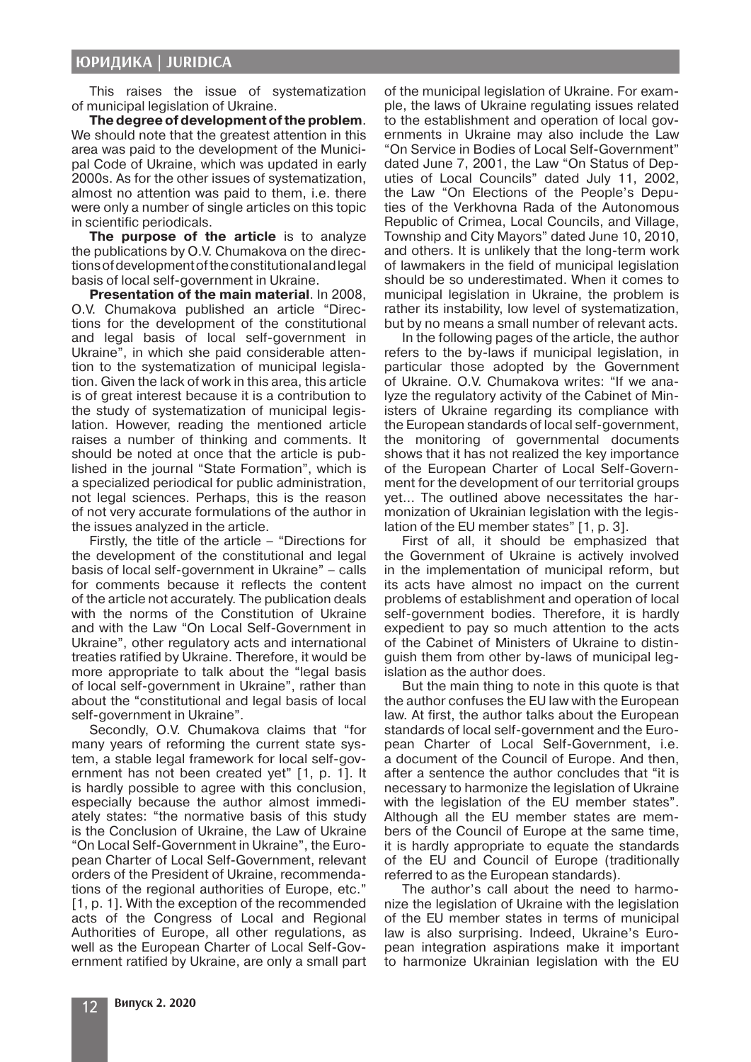This raises the issue of systematization of municipal legislation of Ukraine.

**The degree of development of the problem**. We should note that the greatest attention in this area was paid to the development of the Municipal Code of Ukraine, which was updated in early 2000s. As for the other issues of systematization, almost no attention was paid to them, i.e. there were only a number of single articles on this topic in scientific periodicals.

**The purpose of the article** is to analyze the publications by O.V. Chumakova on the directions of development of the constitutional and legal basis of local self-government in Ukraine.

**Presentation of the main material**. In 2008, O.V. Chumakova published an article "Directions for the development of the constitutional and legal basis of local self-government in Ukraine", in which she paid considerable attention to the systematization of municipal legislation. Given the lack of work in this area, this article is of great interest because it is a contribution to the study of systematization of municipal legislation. However, reading the mentioned article raises a number of thinking and comments. It should be noted at once that the article is published in the journal "State Formation", which is a specialized periodical for public administration, not legal sciences. Perhaps, this is the reason of not very accurate formulations of the author in the issues analyzed in the article.

Firstly, the title of the article – "Directions for the development of the constitutional and legal basis of local self-government in Ukraine" – calls for comments because it reflects the content of the article not accurately. The publication deals with the norms of the Constitution of Ukraine and with the Law "On Local Self-Government in Ukraine", other regulatory acts and international treaties ratified by Ukraine. Therefore, it would be more appropriate to talk about the "legal basis of local self-government in Ukraine", rather than about the "constitutional and legal basis of local self-government in Ukraine".

Secondly, O.V. Chumakova claims that "for many years of reforming the current state system, a stable legal framework for local self-government has not been created yet" [1, p. 1]. It is hardly possible to agree with this conclusion, especially because the author almost immediately states: "the normative basis of this study is the Conclusion of Ukraine, the Law of Ukraine "On Local Self-Government in Ukraine", the European Charter of Local Self-Government, relevant orders of the President of Ukraine, recommendations of the regional authorities of Europe, etc." [1, p. 1]. With the exception of the recommended acts of the Congress of Local and Regional Authorities of Europe, all other regulations, as well as the European Charter of Local Self-Government ratified by Ukraine, are only a small part of the municipal legislation of Ukraine. For example, the laws of Ukraine regulating issues related to the establishment and operation of local governments in Ukraine may also include the Law "On Service in Bodies of Local Self-Government" dated June 7, 2001, the Law "On Status of Deputies of Local Councils" dated July 11, 2002, the Law "On Elections of the People's Deputies of the Verkhovna Rada of the Autonomous Republic of Crimea, Local Councils, and Village, Township and City Mayors" dated June 10, 2010, and others. It is unlikely that the long-term work of lawmakers in the field of municipal legislation should be so underestimated. When it comes to municipal legislation in Ukraine, the problem is rather its instability, low level of systematization, but by no means a small number of relevant acts.

In the following pages of the article, the author refers to the by-laws if municipal legislation, in particular those adopted by the Government of Ukraine. O.V. Chumakova writes: "If we analyze the regulatory activity of the Cabinet of Ministers of Ukraine regarding its compliance with the European standards of local self-government, the monitoring of governmental documents shows that it has not realized the key importance of the European Charter of Local Self-Government for the development of our territorial groups yet… The outlined above necessitates the harmonization of Ukrainian legislation with the legislation of the EU member states" [1, p. 3].

First of all, it should be emphasized that the Government of Ukraine is actively involved in the implementation of municipal reform, but its acts have almost no impact on the current problems of establishment and operation of local self-government bodies. Therefore, it is hardly expedient to pay so much attention to the acts of the Cabinet of Ministers of Ukraine to distinguish them from other by-laws of municipal legislation as the author does.

But the main thing to note in this quote is that the author confuses the EU law with the European law. At first, the author talks about the European standards of local self-government and the European Charter of Local Self-Government, i.e. a document of the Council of Europe. And then, after a sentence the author concludes that "it is necessary to harmonize the legislation of Ukraine with the legislation of the EU member states". Although all the EU member states are members of the Council of Europe at the same time, it is hardly appropriate to equate the standards of the EU and Council of Europe (traditionally referred to as the European standards).

The author's call about the need to harmonize the legislation of Ukraine with the legislation of the EU member states in terms of municipal law is also surprising. Indeed, Ukraine's European integration aspirations make it important to harmonize Ukrainian legislation with the EU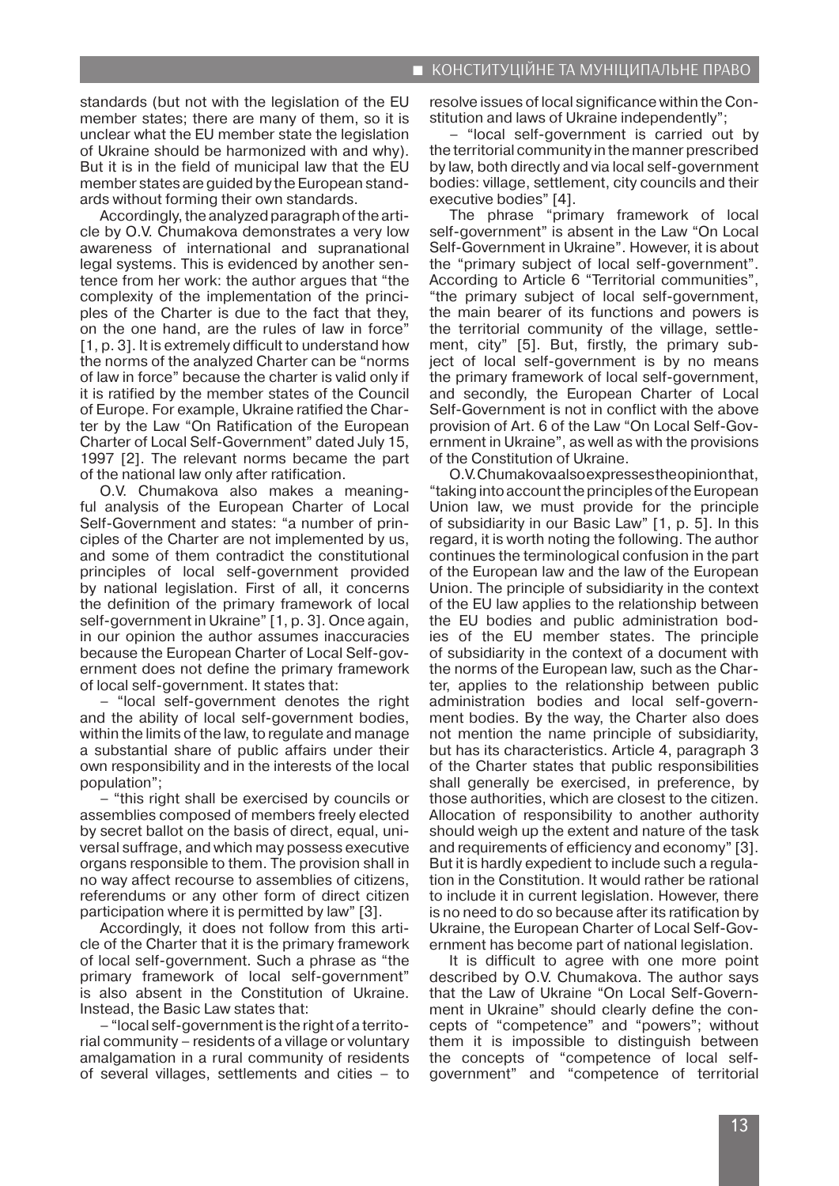standards (but not with the legislation of the EU member states; there are many of them, so it is unclear what the EU member state the legislation of Ukraine should be harmonized with and why). But it is in the field of municipal law that the EU member states are guided by the European standards without forming their own standards.

Accordingly, the analyzed paragraph of the article by O.V. Chumakova demonstrates a very low awareness of international and supranational legal systems. This is evidenced by another sentence from her work: the author argues that "the complexity of the implementation of the principles of the Charter is due to the fact that they, on the one hand, are the rules of law in force" [1, p. 3]. It is extremely difficult to understand how the norms of the analyzed Charter can be "norms of law in force" because the charter is valid only if it is ratified by the member states of the Council of Europe. For example, Ukraine ratified the Charter by the Law "On Ratification of the European Charter of Local Self-Government" dated July 15, 1997 [2]. The relevant norms became the part of the national law only after ratification.

O.V. Chumakova also makes a meaningful analysis of the European Charter of Local Self-Government and states: "a number of principles of the Charter are not implemented by us, and some of them contradict the constitutional principles of local self-government provided by national legislation. First of all, it concerns the definition of the primary framework of local self-government in Ukraine" [1, p. 3]. Once again, in our opinion the author assumes inaccuracies because the European Charter of Local Self-government does not define the primary framework of local self-government. It states that:

– "local self-government denotes the right and the ability of local self-government bodies, within the limits of the law, to regulate and manage a substantial share of public affairs under their own responsibility and in the interests of the local population";

– "this right shall be exercised by councils or assemblies composed of members freely elected by secret ballot on the basis of direct, equal, universal suffrage, and which may possess executive organs responsible to them. The provision shall in no way affect recourse to assemblies of citizens, referendums or any other form of direct citizen participation where it is permitted by law" [3].

Accordingly, it does not follow from this article of the Charter that it is the primary framework of local self-government. Such a phrase as "the primary framework of local self-government" is also absent in the Constitution of Ukraine. Instead, the Basic Law states that:

– "local self-government is the right of a territorial community – residents of a village or voluntary amalgamation in a rural community of residents of several villages, settlements and cities – to resolve issues of local significance within the Constitution and laws of Ukraine independently";

– "local self-government is carried out by the territorial community in the manner prescribed by law, both directly and via local self-government bodies: village, settlement, city councils and their executive bodies" [4].

The phrase "primary framework of local self-government" is absent in the Law "On Local Self-Government in Ukraine". However, it is about the "primary subject of local self-government". According to Article 6 "Territorial communities", "the primary subject of local self-government, the main bearer of its functions and powers is the territorial community of the village, settlement, city" [5]. But, firstly, the primary subject of local self-government is by no means the primary framework of local self-government, and secondly, the European Charter of Local Self-Government is not in conflict with the above provision of Art. 6 of the Law "On Local Self-Government in Ukraine", as well as with the provisions of the Constitution of Ukraine.

O.V. Chumakova also expresses the opinion that, "taking into account the principles of the European Union law, we must provide for the principle of subsidiarity in our Basic Law" [1, p. 5]. In this regard, it is worth noting the following. The author continues the terminological confusion in the part of the European law and the law of the European Union. The principle of subsidiarity in the context of the EU law applies to the relationship between the EU bodies and public administration bodies of the EU member states. The principle of subsidiarity in the context of a document with the norms of the European law, such as the Charter, applies to the relationship between public administration bodies and local self-government bodies. By the way, the Charter also does not mention the name principle of subsidiarity, but has its characteristics. Article 4, paragraph 3 of the Charter states that public responsibilities shall generally be exercised, in preference, by those authorities, which are closest to the citizen. Allocation of responsibility to another authority should weigh up the extent and nature of the task and requirements of efficiency and economy" [3]. But it is hardly expedient to include such a regulation in the Constitution. It would rather be rational to include it in current legislation. However, there is no need to do so because after its ratification by Ukraine, the European Charter of Local Self-Government has become part of national legislation.

It is difficult to agree with one more point described by O.V. Chumakova. The author says that the Law of Ukraine "On Local Self-Government in Ukraine" should clearly define the concepts of "competence" and "powers"; without them it is impossible to distinguish between the concepts of "competence of local self-government" and "competence of territorial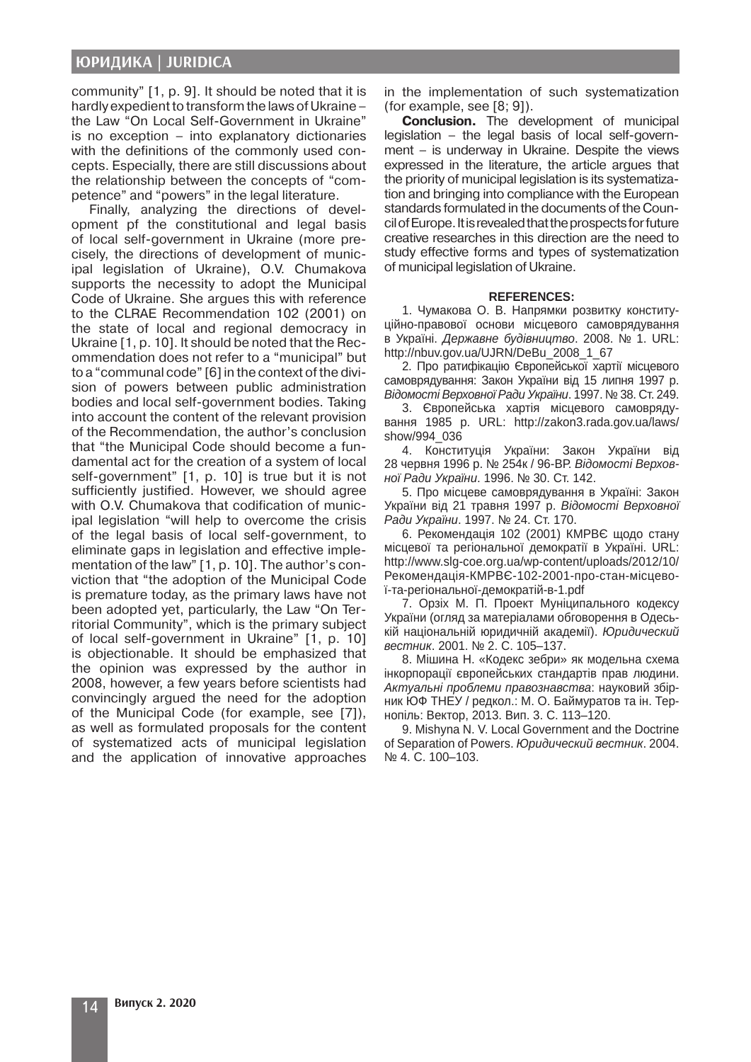community" [1, p. 9]. It should be noted that it is hardly expedient to transform the laws of Ukraine – the Law "On Local Self-Government in Ukraine" is no exception – into explanatory dictionaries with the definitions of the commonly used concepts. Especially, there are still discussions about the relationship between the concepts of "competence" and "powers" in the legal literature.

Finally, analyzing the directions of development pf the constitutional and legal basis of local self-government in Ukraine (more precisely, the directions of development of municipal legislation of Ukraine), O.V. Chumakova supports the necessity to adopt the Municipal Code of Ukraine. She argues this with reference to the CLRAE Recommendation 102 (2001) on the state of local and regional democracy in Ukraine [1, p. 10]. It should be noted that the Recommendation does not refer to a "municipal" but to a "communal code" [6] in the context of the division of powers between public administration bodies and local self-government bodies. Taking into account the content of the relevant provision of the Recommendation, the author's conclusion that "the Municipal Code should become a fundamental act for the creation of a system of local self-government" [1, p. 10] is true but it is not sufficiently justified. However, we should agree with O.V. Chumakova that codification of municipal legislation "will help to overcome the crisis of the legal basis of local self-government, to eliminate gaps in legislation and effective implementation of the law" [1, p. 10]. The author's conviction that "the adoption of the Municipal Code is premature today, as the primary laws have not been adopted yet, particularly, the Law "On Territorial Community", which is the primary subject of local self-government in Ukraine" [1, p. 10] is objectionable. It should be emphasized that the opinion was expressed by the author in 2008, however, a few years before scientists had convincingly argued the need for the adoption of the Municipal Code (for example, see [7]), as well as formulated proposals for the content of systematized acts of municipal legislation and the application of innovative approaches in the implementation of such systematization (for example, see [8; 9]).

**Conclusion.** The development of municipal legislation – the legal basis of local self-government – is underway in Ukraine. Despite the views expressed in the literature, the article argues that the priority of municipal legislation is its systematization and bringing into compliance with the European standards formulated in the documents of the Council of Europe. It is revealed that the prospects for future creative researches in this direction are the need to study effective forms and types of systematization of municipal legislation of Ukraine.

**REFERENCES:**

1. Чумакова О. В. Напрямки розвитку конституційно-правової основи місцевого самоврядування в Україні. *Державне будівництво*. 2008. № 1. URL: http://nbuv.gov.ua/UJRN/DeBu_2008_1_67
2. Про ратифікацію Європейської хартії місцевого самоврядування: Закон України від 15 липня 1997 р. *Відомості Верховної Ради України*. 1997. № 38. Ст. 249.
3. Європейська хартія місцевого самоврядування 1985 р. URL: http://zakon3.rada.gov.ua/laws/show/994_036
4. Конституція України: Закон України від 28 червня 1996 р. № 254к / 96-ВР. *Відомості Верховної Ради України*. 1996. № 30. Ст. 142.
5. Про місцеве самоврядування в Україні: Закон України від 21 травня 1997 р. *Відомості Верховної Ради України*. 1997. № 24. Ст. 170.
6. Рекомендація 102 (2001) КМРВЄ щодо стану місцевої та регіональної демократії в Україні. URL: http://www.slg-coe.org.ua/wp-content/uploads/2012/10/Рекомендація-КМРВЄ-102-2001-про-стан-місцевої-та-регіональної-демократій-в-1.pdf
7. Орзіх М. П. Проект Муніципального кодексу України (огляд за матеріалами обговорення в Одеській національній юридичній академії). *Юридический вестник*. 2001. № 2. С. 105–137.
8. Мішина Н. «Кодекс зебри» як модельна схема інкорпорації європейських стандартів прав людини. *Актуальні проблеми правознавства*: науковий збірник ЮФ ТНЕУ / редкол.: М. О. Баймуратов та ін. Тернопіль: Вектор, 2013. Вип. 3. С. 113–120.
9. Mishyna N. V. Local Government and the Doctrine of Separation of Powers. *Юридический вестник*. 2004. № 4. С. 100–103.